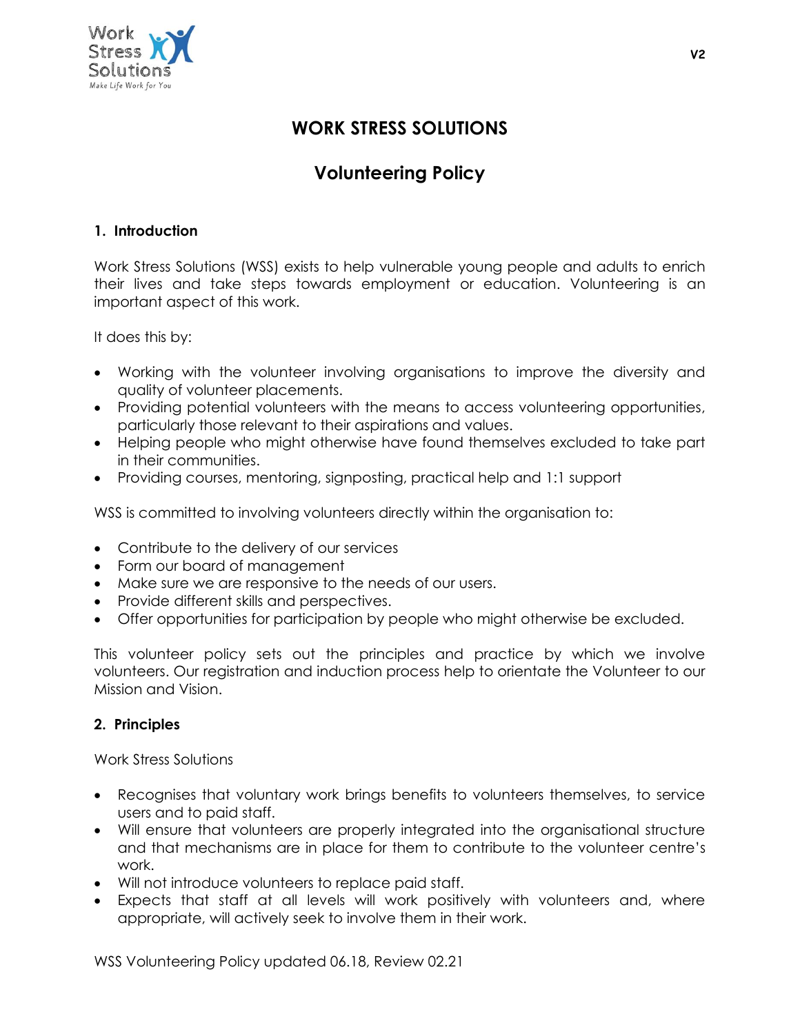# WORK STRESS SOLUTIONS

## Volunteering Policy

### 1. Introduction

Work Stress Solutions (WSS) exists to help vulnerable young people and adults to enrich their lives and take steps towards employment or education. Volunteering is an important aspect of this work.

It does this by:

- Working with the volunteer involving organisations to improve the diversity and quality of volunteer placements.
- Providing potential volunteers with the means to access volunteering opportunities, particularly those relevant to their aspirations and values.
- Helping people who might otherwise have found themselves excluded to take part in their communities.
- Providing courses, mentoring, signposting, practical help and 1:1 support

WSS is committed to involving volunteers directly within the organisation to:

- Contribute to the delivery of our services
- Form our board of management
- Make sure we are responsive to the needs of our users.
- Provide different skills and perspectives.
- Offer opportunities for participation by people who might otherwise be excluded.

This volunteer policy sets out the principles and practice by which we involve volunteers. Our registration and induction process help to orientate the Volunteer to our Mission and Vision.

### 2. Principles

Work Stress Solutions

- Recognises that voluntary work brings benefits to volunteers themselves, to service users and to paid staff.
- Will ensure that volunteers are properly integrated into the organisational structure and that mechanisms are in place for them to contribute to the volunteer centre's work.
- Will not introduce volunteers to replace paid staff.
- Expects that staff at all levels will work positively with volunteers and, where appropriate, will actively seek to involve them in their work.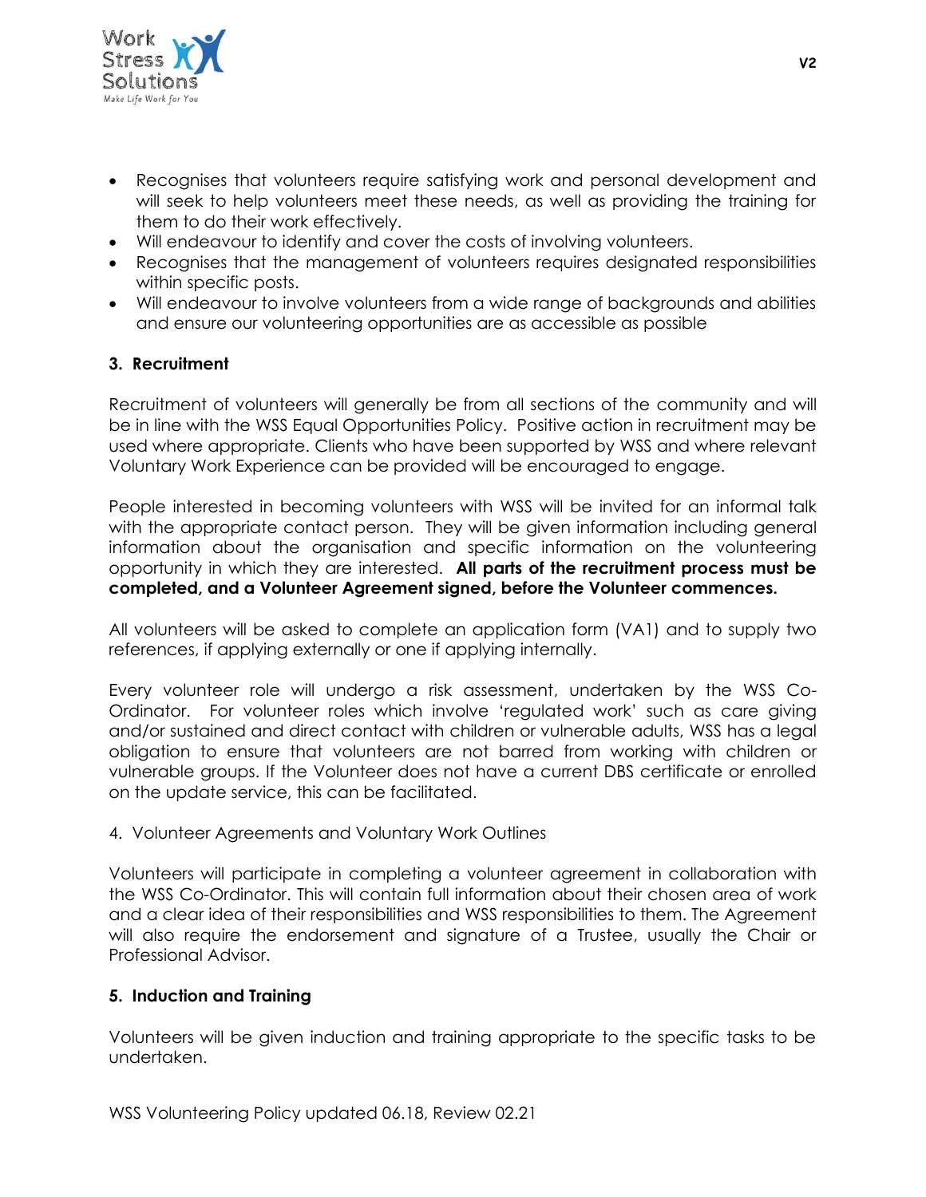- Recognises that volunteers require satisfying work and personal development and will seek to help volunteers meet these needs, as well as providing the training for them to do their work effectively.
- Will endeavour to identify and cover the costs of involving volunteers.
- Recognises that the management of volunteers requires designated responsibilities within specific posts.
- Will endeavour to involve volunteers from a wide range of backgrounds and abilities and ensure our volunteering opportunities are as accessible as possible

## 3. Recruitment

Recruitment of volunteers will generally be from all sections of the community and will be in line with the WSS Equal Opportunities Policy. Positive action in recruitment may be used where appropriate. Clients who have been supported by WSS and where relevant Voluntary Work Experience can be provided will be encouraged to engage.

People interested in becoming volunteers with WSS will be invited for an informal talk with the appropriate contact person. They will be given information including general information about the organisation and specific information on the volunteering opportunity in which they are interested. **All parts of the recruitment process must be completed, and a Volunteer Agreement signed, before the Volunteer commences.**

All volunteers will be asked to complete an application form (VA1) and to supply two references, if applying externally or one if applying internally.

Every volunteer role will undergo a risk assessment, undertaken by the WSS Co-Ordinator. For volunteer roles which involve 'regulated work' such as care giving and/or sustained and direct contact with children or vulnerable adults, WSS has a legal obligation to ensure that volunteers are not barred from working with children or vulnerable groups. If the Volunteer does not have a current DBS certificate or enrolled on the update service, this can be facilitated.

4. Volunteer Agreements and Voluntary Work Outlines

Volunteers will participate in completing a volunteer agreement in collaboration with the WSS Co-Ordinator. This will contain full information about their chosen area of work and a clear idea of their responsibilities and WSS responsibilities to them. The Agreement will also require the endorsement and signature of a Trustee, usually the Chair or Professional Advisor.

## 5. Induction and Training

Volunteers will be given induction and training appropriate to the specific tasks to be undertaken.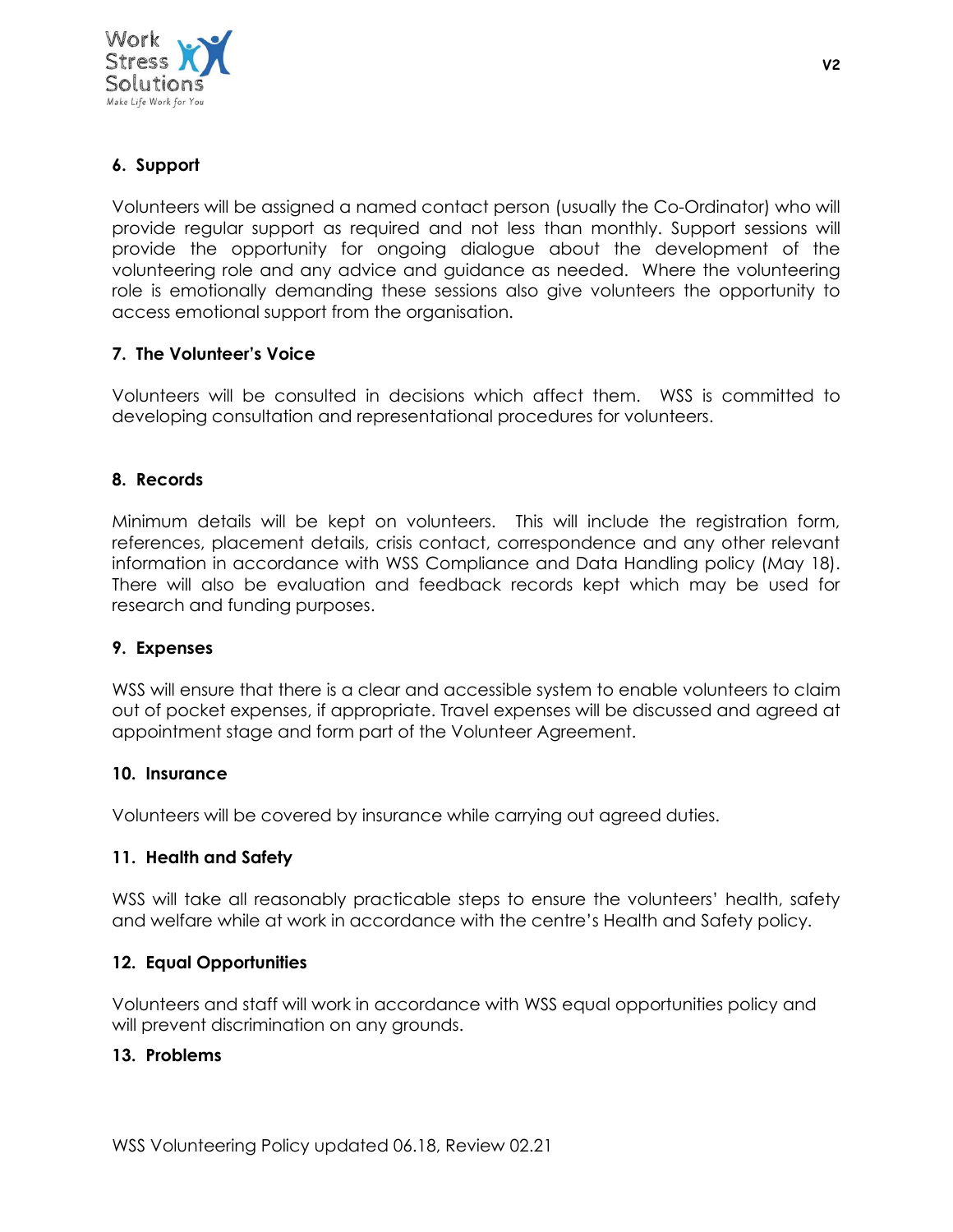## 6. Support

Volunteers will be assigned a named contact person (usually the Co-Ordinator) who will provide regular support as required and not less than monthly. Support sessions will provide the opportunity for ongoing dialogue about the development of the volunteering role and any advice and guidance as needed. Where the volunteering role is emotionally demanding these sessions also give volunteers the opportunity to access emotional support from the organisation.

## 7. The Volunteer's Voice

Volunteers will be consulted in decisions which affect them. WSS is committed to developing consultation and representational procedures for volunteers.

## 8. Records

Minimum details will be kept on volunteers. This will include the registration form, references, placement details, crisis contact, correspondence and any other relevant information in accordance with WSS Compliance and Data Handling policy (May 18). There will also be evaluation and feedback records kept which may be used for research and funding purposes.

## 9. Expenses

WSS will ensure that there is a clear and accessible system to enable volunteers to claim out of pocket expenses, if appropriate. Travel expenses will be discussed and agreed at appointment stage and form part of the Volunteer Agreement.

## 10. Insurance

Volunteers will be covered by insurance while carrying out agreed duties.

## 11. Health and Safety

WSS will take all reasonably practicable steps to ensure the volunteers' health, safety and welfare while at work in accordance with the centre's Health and Safety policy.

## 12. Equal Opportunities

Volunteers and staff will work in accordance with WSS equal opportunities policy and will prevent discrimination on any grounds.

## 13. Problems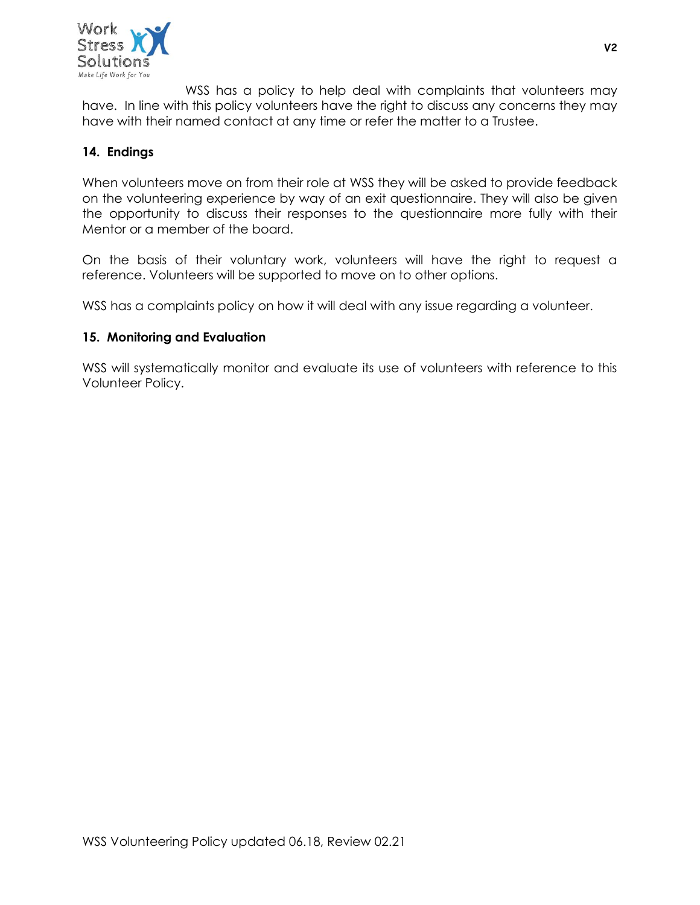WSS has a policy to help deal with complaints that volunteers may have. In line with this policy volunteers have the right to discuss any concerns they may have with their named contact at any time or refer the matter to a Trustee.

**14. Endings**

When volunteers move on from their role at WSS they will be asked to provide feedback on the volunteering experience by way of an exit questionnaire. They will also be given the opportunity to discuss their responses to the questionnaire more fully with their Mentor or a member of the board.

On the basis of their voluntary work, volunteers will have the right to request a reference. Volunteers will be supported to move on to other options.

WSS has a complaints policy on how it will deal with any issue regarding a volunteer.

**15. Monitoring and Evaluation**

WSS will systematically monitor and evaluate its use of volunteers with reference to this Volunteer Policy.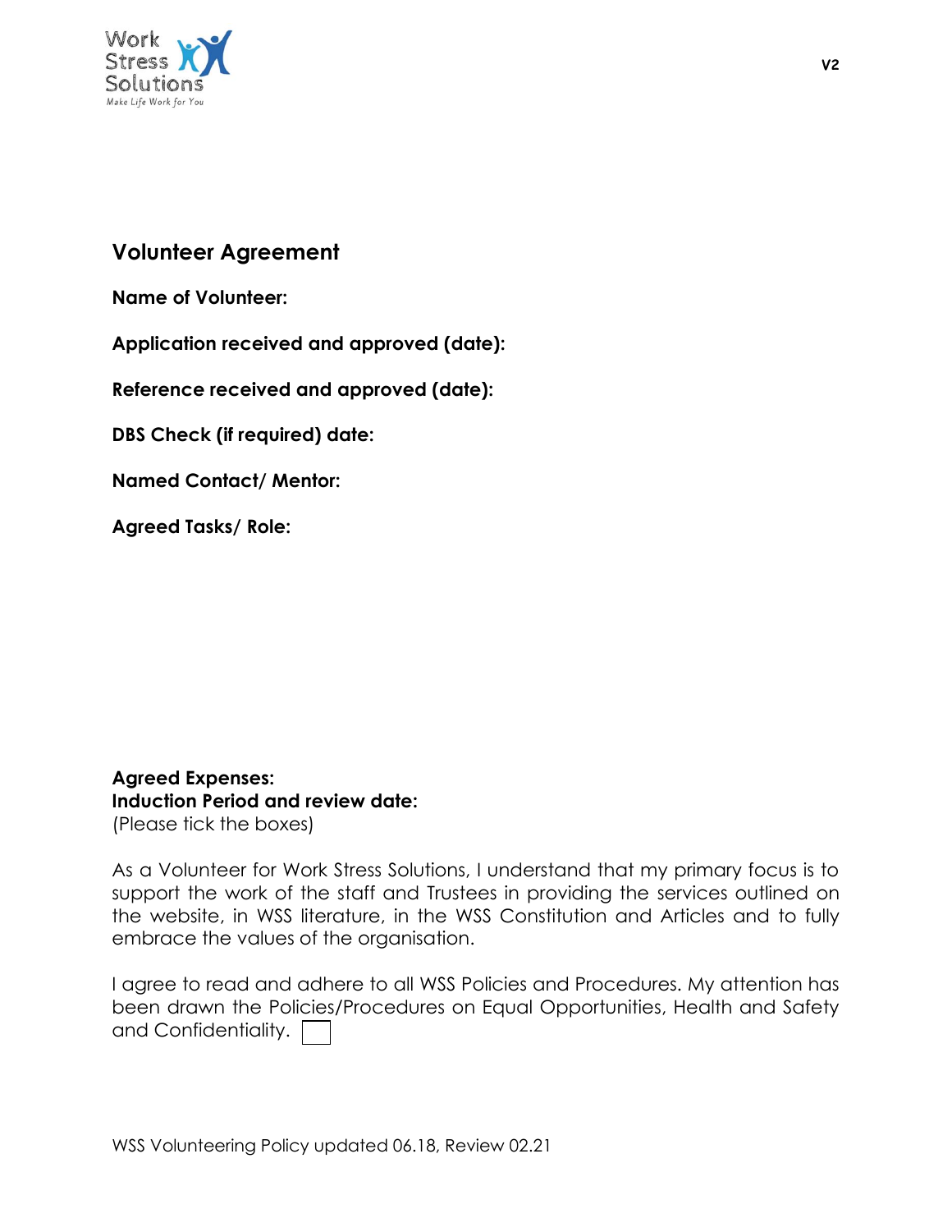## Volunteer Agreement

**Name of Volunteer:**

**Application received and approved (date):**

**Reference received and approved (date):**

**DBS Check (if required) date:**

**Named Contact/ Mentor:**

**Agreed Tasks/ Role:**

**Agreed Expenses:**
**Induction Period and review date:**
(Please tick the boxes)

As a Volunteer for Work Stress Solutions, I understand that my primary focus is to support the work of the staff and Trustees in providing the services outlined on the website, in WSS literature, in the WSS Constitution and Articles and to fully embrace the values of the organisation.

I agree to read and adhere to all WSS Policies and Procedures. My attention has been drawn the Policies/Procedures on Equal Opportunities, Health and Safety and Confidentiality. ☐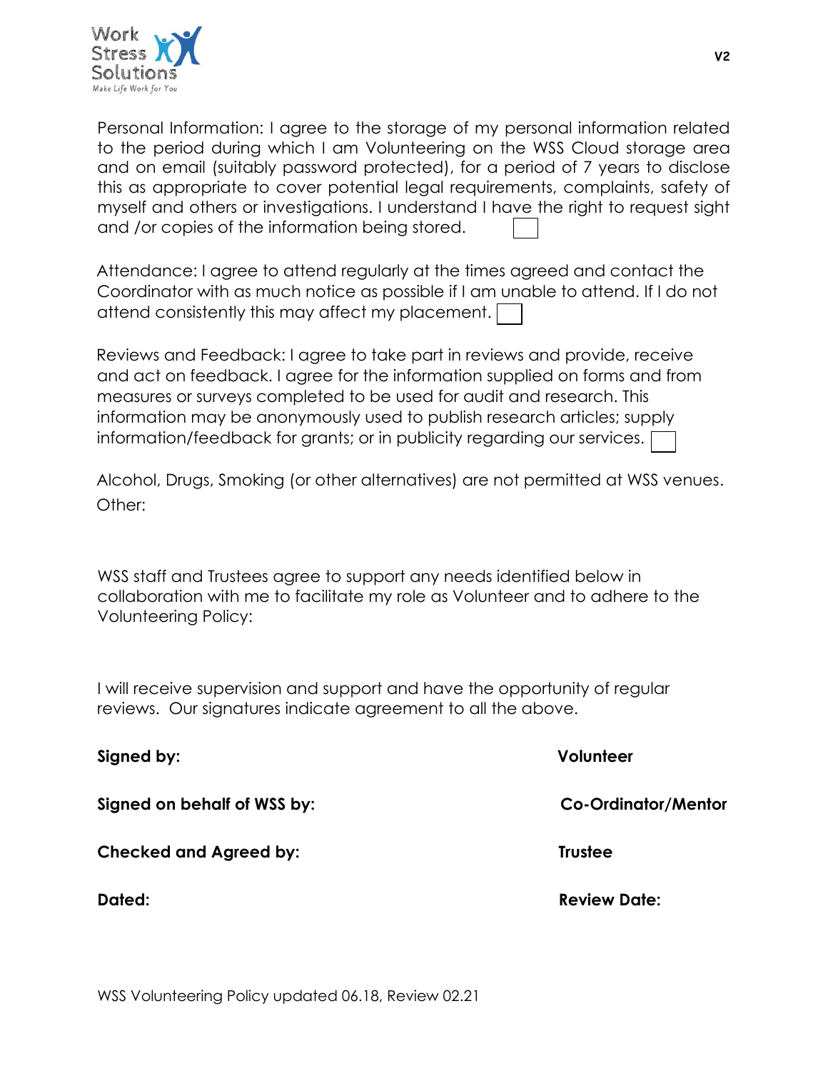Personal Information: I agree to the storage of my personal information related to the period during which I am Volunteering on the WSS Cloud storage area and on email (suitably password protected), for a period of 7 years to disclose this as appropriate to cover potential legal requirements, complaints, safety of myself and others or investigations. I understand I have the right to request sight and /or copies of the information being stored. ☐

Attendance: I agree to attend regularly at the times agreed and contact the Coordinator with as much notice as possible if I am unable to attend. If I do not attend consistently this may affect my placement. ☐

Reviews and Feedback: I agree to take part in reviews and provide, receive and act on feedback. I agree for the information supplied on forms and from measures or surveys completed to be used for audit and research. This information may be anonymously used to publish research articles; supply information/feedback for grants; or in publicity regarding our services. ☐

Alcohol, Drugs, Smoking (or other alternatives) are not permitted at WSS venues.

Other:

WSS staff and Trustees agree to support any needs identified below in collaboration with me to facilitate my role as Volunteer and to adhere to the Volunteering Policy:

I will receive supervision and support and have the opportunity of regular reviews. Our signatures indicate agreement to all the above.

| | |
|---|---|
| **Signed by:** | **Volunteer** |
| **Signed on behalf of WSS by:** | **Co-Ordinator/Mentor** |
| **Checked and Agreed by:** | **Trustee** |
| **Dated:** | **Review Date:** |

WSS Volunteering Policy updated 06.18, Review 02.21